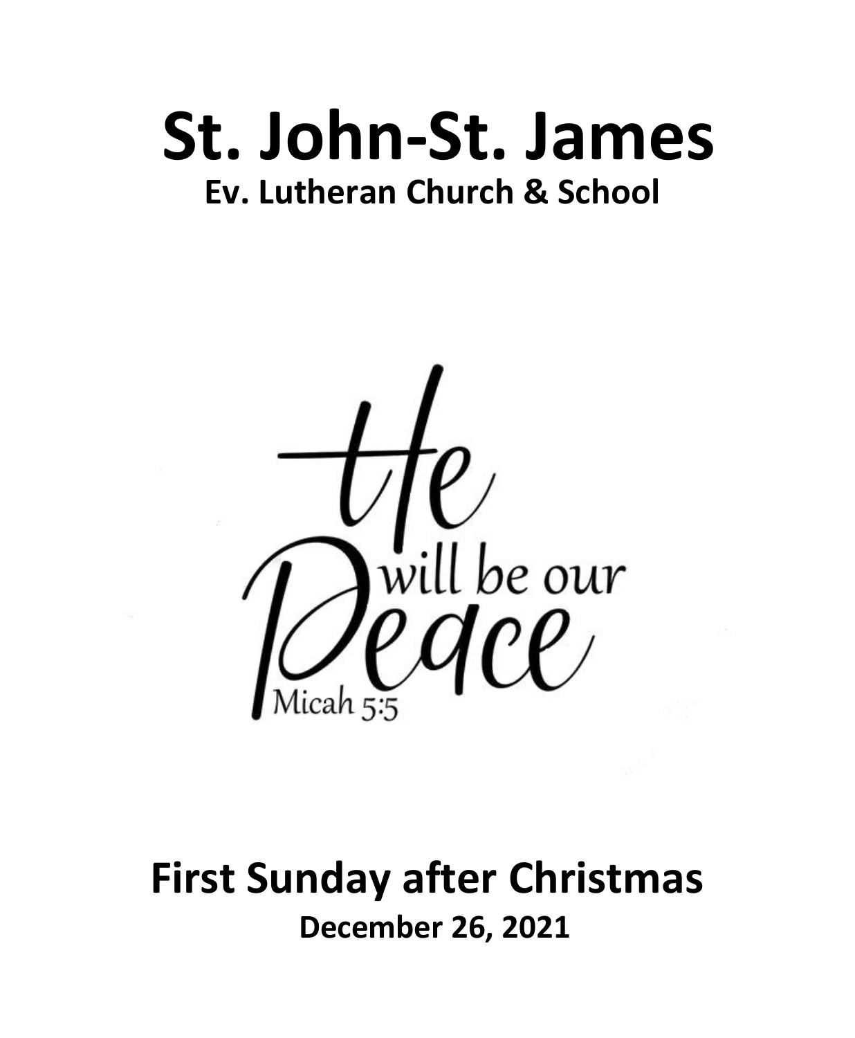# St. John-St. James

## Ev. Lutheran Church & School

He will be our Peace

Micah 5:5

## First Sunday after Christmas

### December 26, 2021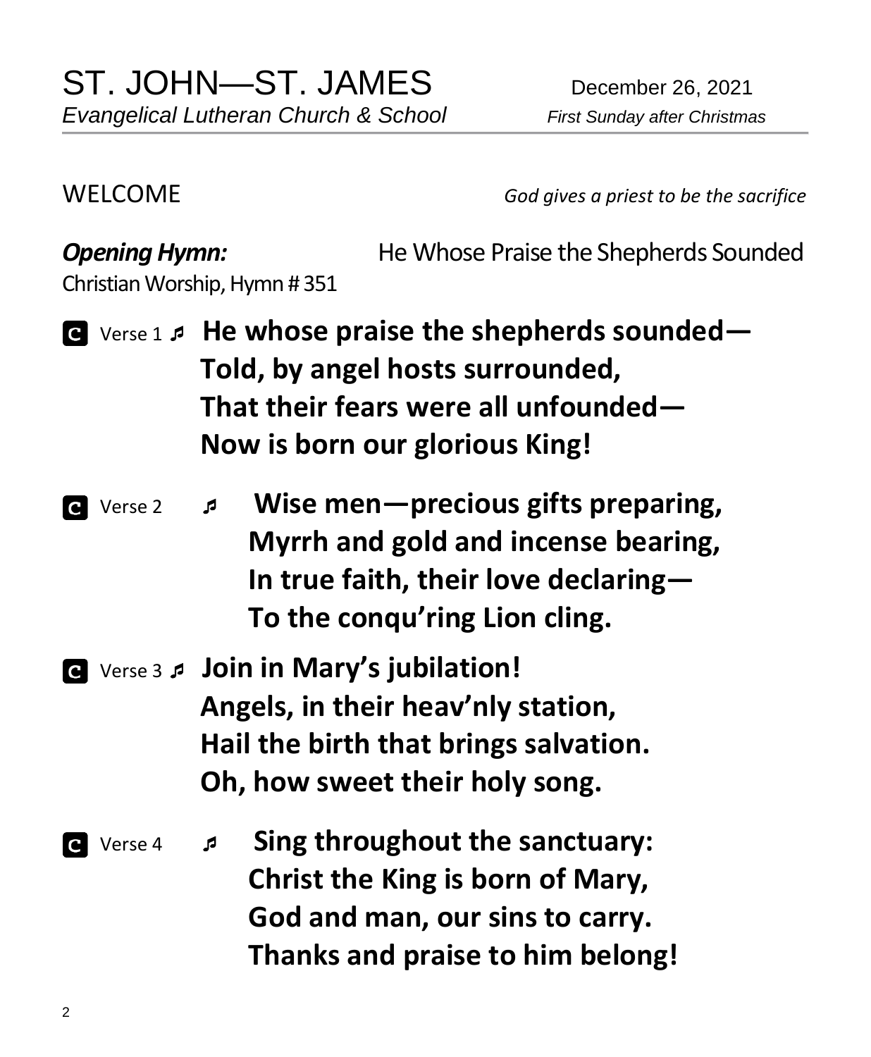# ST. JOHN—ST. JAMES

*Evangelical Lutheran Church & School*

December 26, 2021

*First Sunday after Christmas*

WELCOME *God gives a priest to be the sacrifice*

***Opening Hymn:*** He Whose Praise the Shepherds Sounded
Christian Worship, Hymn # 351

**C** Verse 1 ♬ **He whose praise the shepherds sounded—**
**Told, by angel hosts surrounded,**
**That their fears were all unfounded—**
**Now is born our glorious King!**

**C** Verse 2 ♬ **Wise men—precious gifts preparing,**
**Myrrh and gold and incense bearing,**
**In true faith, their love declaring—**
**To the conqu'ring Lion cling.**

**C** Verse 3 ♬ **Join in Mary's jubilation!**
**Angels, in their heav'nly station,**
**Hail the birth that brings salvation.**
**Oh, how sweet their holy song.**

**C** Verse 4 ♬ **Sing throughout the sanctuary:**
**Christ the King is born of Mary,**
**God and man, our sins to carry.**
**Thanks and praise to him belong!**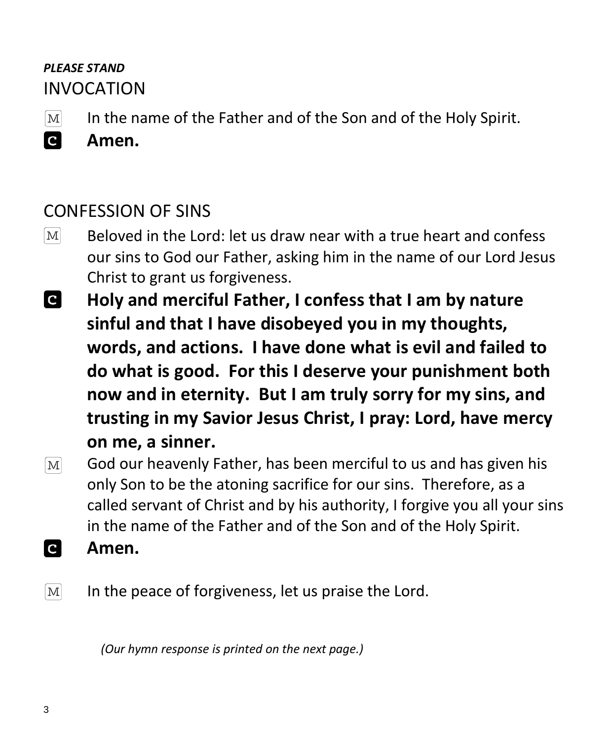***PLEASE STAND***

## INVOCATION

M In the name of the Father and of the Son and of the Holy Spirit.

**C Amen.**

## CONFESSION OF SINS

M Beloved in the Lord: let us draw near with a true heart and confess our sins to God our Father, asking him in the name of our Lord Jesus Christ to grant us forgiveness.

**C Holy and merciful Father, I confess that I am by nature sinful and that I have disobeyed you in my thoughts, words, and actions. I have done what is evil and failed to do what is good. For this I deserve your punishment both now and in eternity. But I am truly sorry for my sins, and trusting in my Savior Jesus Christ, I pray: Lord, have mercy on me, a sinner.**

M God our heavenly Father, has been merciful to us and has given his only Son to be the atoning sacrifice for our sins. Therefore, as a called servant of Christ and by his authority, I forgive you all your sins in the name of the Father and of the Son and of the Holy Spirit.

**C Amen.**

M In the peace of forgiveness, let us praise the Lord.

*(Our hymn response is printed on the next page.)*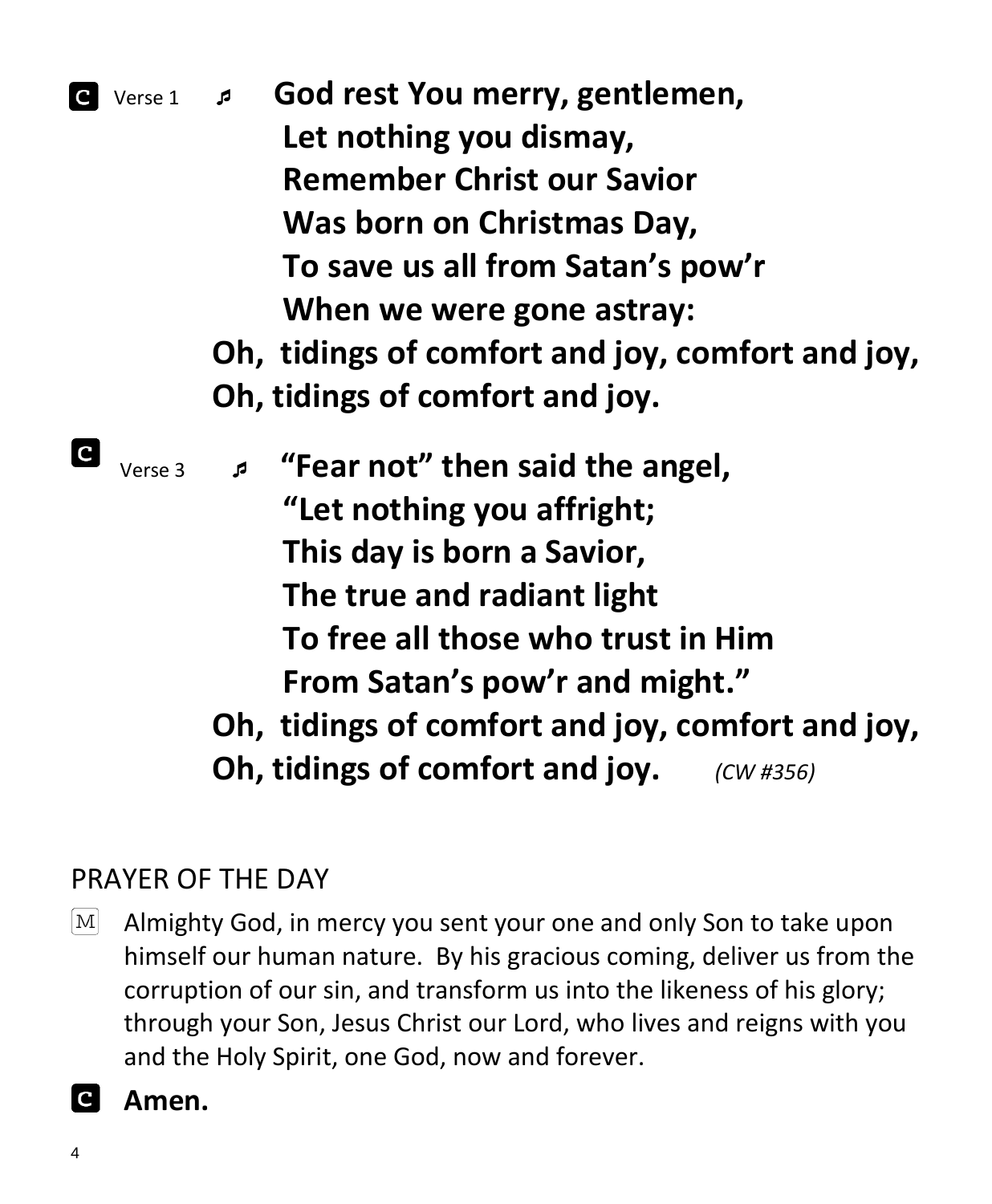**C** Verse 1 ♬ **God rest You merry, gentlemen,**
**Let nothing you dismay,**
**Remember Christ our Savior**
**Was born on Christmas Day,**
**To save us all from Satan's pow'r**
**When we were gone astray:**
**Oh, tidings of comfort and joy, comfort and joy,**
**Oh, tidings of comfort and joy.**

**C** Verse 3 ♬ **"Fear not" then said the angel,**
**"Let nothing you affright;**
**This day is born a Savior,**
**The true and radiant light**
**To free all those who trust in Him**
**From Satan's pow'r and might."**
**Oh, tidings of comfort and joy, comfort and joy,**
**Oh, tidings of comfort and joy.** *(CW #356)*

## PRAYER OF THE DAY

M Almighty God, in mercy you sent your one and only Son to take upon himself our human nature. By his gracious coming, deliver us from the corruption of our sin, and transform us into the likeness of his glory; through your Son, Jesus Christ our Lord, who lives and reigns with you and the Holy Spirit, one God, now and forever.

**C** **Amen.**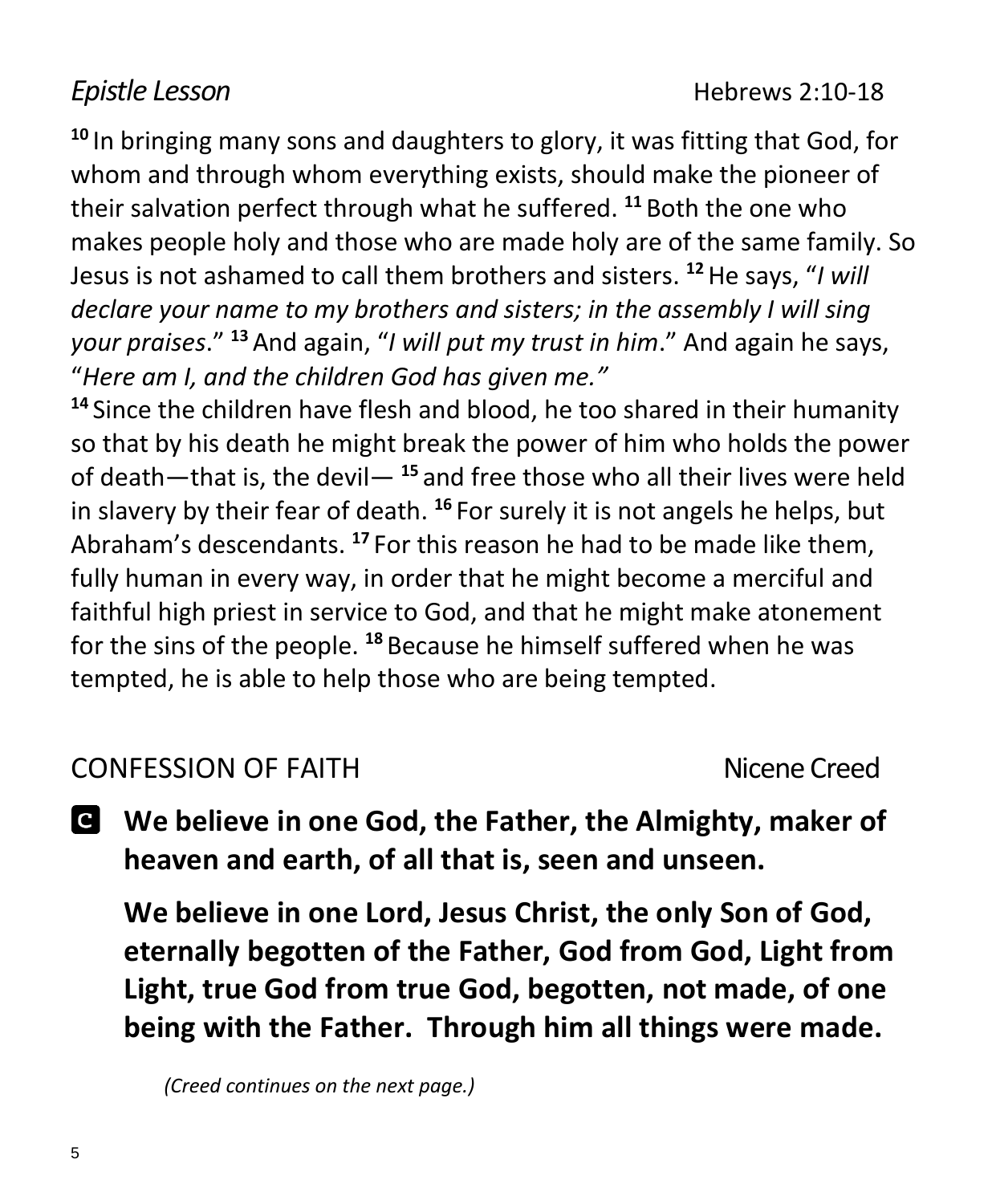## *Epistle Lesson* — Hebrews 2:10-18

[10] In bringing many sons and daughters to glory, it was fitting that God, for whom and through whom everything exists, should make the pioneer of their salvation perfect through what he suffered. [11] Both the one who makes people holy and those who are made holy are of the same family. So Jesus is not ashamed to call them brothers and sisters. [12] He says, "*I will declare your name to my brothers and sisters; in the assembly I will sing your praises*." [13] And again, "*I will put my trust in him*." And again he says, "*Here am I, and the children God has given me.*"

[14] Since the children have flesh and blood, he too shared in their humanity so that by his death he might break the power of him who holds the power of death—that is, the devil— [15] and free those who all their lives were held in slavery by their fear of death. [16] For surely it is not angels he helps, but Abraham's descendants. [17] For this reason he had to be made like them, fully human in every way, in order that he might become a merciful and faithful high priest in service to God, and that he might make atonement for the sins of the people. [18] Because he himself suffered when he was tempted, he is able to help those who are being tempted.

## CONFESSION OF FAITH — Nicene Creed

**C** **We believe in one God, the Father, the Almighty, maker of heaven and earth, of all that is, seen and unseen.**

**We believe in one Lord, Jesus Christ, the only Son of God, eternally begotten of the Father, God from God, Light from Light, true God from true God, begotten, not made, of one being with the Father. Through him all things were made.**

*(Creed continues on the next page.)*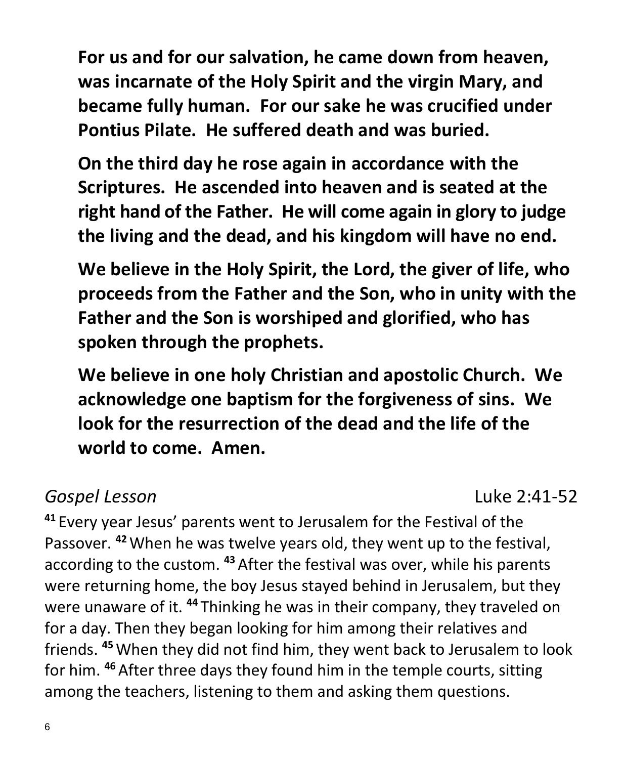**For us and for our salvation, he came down from heaven, was incarnate of the Holy Spirit and the virgin Mary, and became fully human. For our sake he was crucified under Pontius Pilate. He suffered death and was buried.**

**On the third day he rose again in accordance with the Scriptures. He ascended into heaven and is seated at the right hand of the Father. He will come again in glory to judge the living and the dead, and his kingdom will have no end.**

**We believe in the Holy Spirit, the Lord, the giver of life, who proceeds from the Father and the Son, who in unity with the Father and the Son is worshiped and glorified, who has spoken through the prophets.**

**We believe in one holy Christian and apostolic Church. We acknowledge one baptism for the forgiveness of sins. We look for the resurrection of the dead and the life of the world to come. Amen.**

*Gospel Lesson* Luke 2:41-52

**41** Every year Jesus' parents went to Jerusalem for the Festival of the Passover. **42** When he was twelve years old, they went up to the festival, according to the custom. **43** After the festival was over, while his parents were returning home, the boy Jesus stayed behind in Jerusalem, but they were unaware of it. **44** Thinking he was in their company, they traveled on for a day. Then they began looking for him among their relatives and friends. **45** When they did not find him, they went back to Jerusalem to look for him. **46** After three days they found him in the temple courts, sitting among the teachers, listening to them and asking them questions.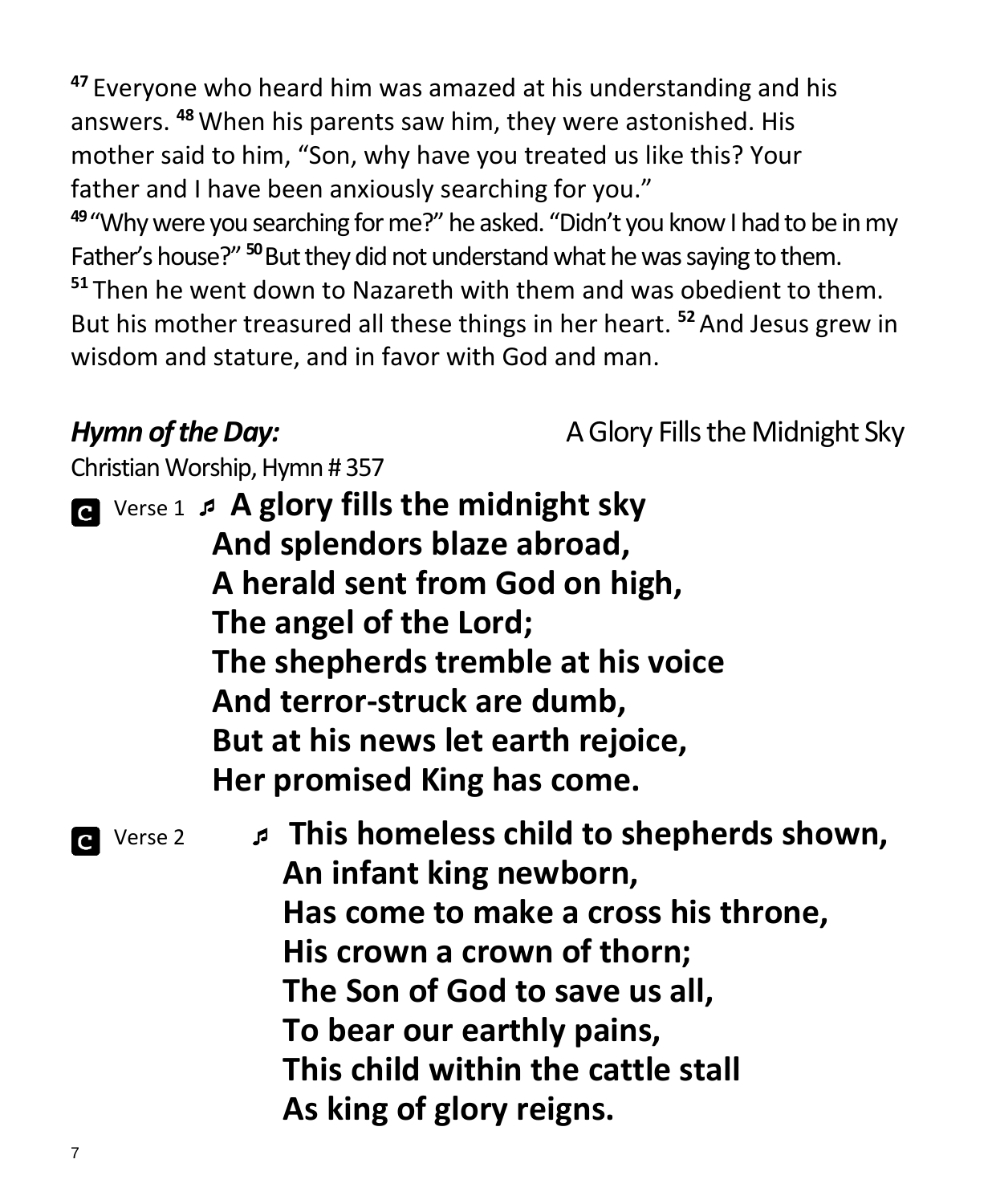[47] Everyone who heard him was amazed at his understanding and his answers. [48] When his parents saw him, they were astonished. His mother said to him, "Son, why have you treated us like this? Your father and I have been anxiously searching for you."
[49] "Why were you searching for me?" he asked. "Didn't you know I had to be in my Father's house?" [50] But they did not understand what he was saying to them.
[51] Then he went down to Nazareth with them and was obedient to them. But his mother treasured all these things in her heart. [52] And Jesus grew in wisdom and stature, and in favor with God and man.

***Hymn of the Day:*** A Glory Fills the Midnight Sky

Christian Worship, Hymn # 357

**C** Verse 1 ♬ **A glory fills the midnight sky**
**And splendors blaze abroad,**
**A herald sent from God on high,**
**The angel of the Lord;**
**The shepherds tremble at his voice**
**And terror-struck are dumb,**
**But at his news let earth rejoice,**
**Her promised King has come.**

**C** Verse 2 ♬ **This homeless child to shepherds shown,**
**An infant king newborn,**
**Has come to make a cross his throne,**
**His crown a crown of thorn;**
**The Son of God to save us all,**
**To bear our earthly pains,**
**This child within the cattle stall**
**As king of glory reigns.**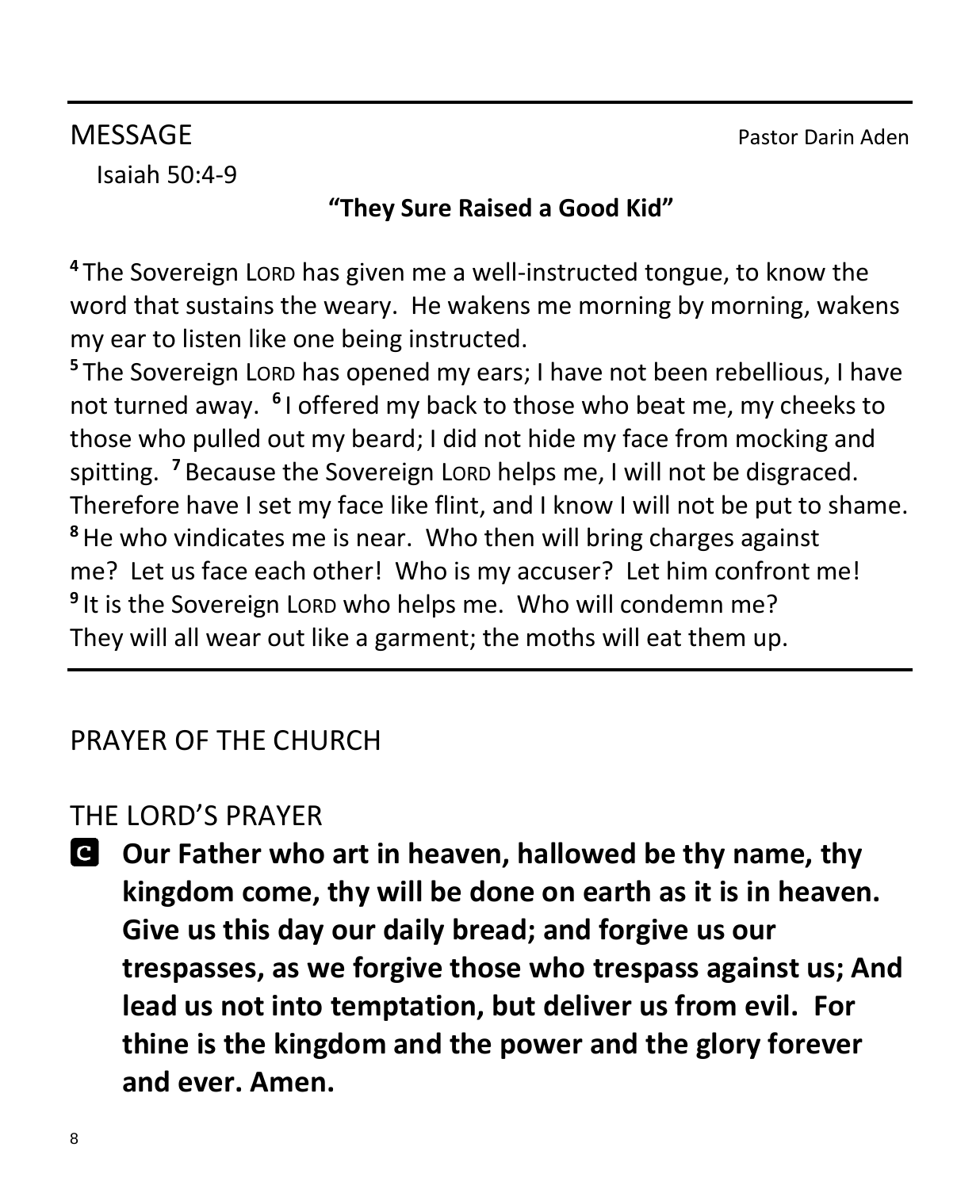## MESSAGE

Pastor Darin Aden

Isaiah 50:4-9

**"They Sure Raised a Good Kid"**

[4] The Sovereign LORD has given me a well-instructed tongue, to know the word that sustains the weary. He wakens me morning by morning, wakens my ear to listen like one being instructed.
[5] The Sovereign LORD has opened my ears; I have not been rebellious, I have not turned away. [6] I offered my back to those who beat me, my cheeks to those who pulled out my beard; I did not hide my face from mocking and spitting. [7] Because the Sovereign LORD helps me, I will not be disgraced. Therefore have I set my face like flint, and I know I will not be put to shame.
[8] He who vindicates me is near. Who then will bring charges against me? Let us face each other! Who is my accuser? Let him confront me!
[9] It is the Sovereign LORD who helps me. Who will condemn me?
They will all wear out like a garment; the moths will eat them up.

---

## PRAYER OF THE CHURCH

## THE LORD'S PRAYER

**C** **Our Father who art in heaven, hallowed be thy name, thy kingdom come, thy will be done on earth as it is in heaven. Give us this day our daily bread; and forgive us our trespasses, as we forgive those who trespass against us; And lead us not into temptation, but deliver us from evil. For thine is the kingdom and the power and the glory forever and ever. Amen.**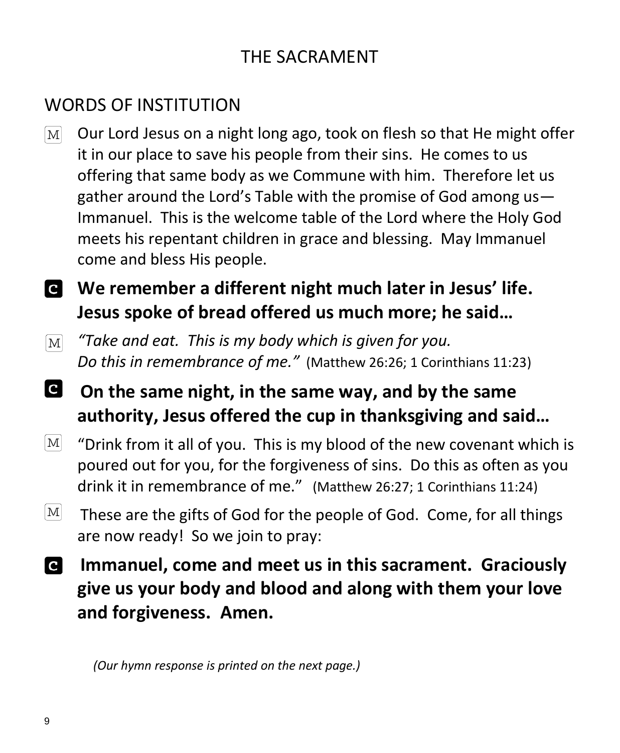# THE SACRAMENT

## WORDS OF INSTITUTION

M Our Lord Jesus on a night long ago, took on flesh so that He might offer it in our place to save his people from their sins. He comes to us offering that same body as we Commune with him. Therefore let us gather around the Lord's Table with the promise of God among us—Immanuel. This is the welcome table of the Lord where the Holy God meets his repentant children in grace and blessing. May Immanuel come and bless His people.

**C We remember a different night much later in Jesus' life. Jesus spoke of bread offered us much more; he said…**

M *"Take and eat. This is my body which is given for you. Do this in remembrance of me."* (Matthew 26:26; 1 Corinthians 11:23)

**C On the same night, in the same way, and by the same authority, Jesus offered the cup in thanksgiving and said…**

M "Drink from it all of you. This is my blood of the new covenant which is poured out for you, for the forgiveness of sins. Do this as often as you drink it in remembrance of me." (Matthew 26:27; 1 Corinthians 11:24)

M These are the gifts of God for the people of God. Come, for all things are now ready! So we join to pray:

**C Immanuel, come and meet us in this sacrament. Graciously give us your body and blood and along with them your love and forgiveness. Amen.**

*(Our hymn response is printed on the next page.)*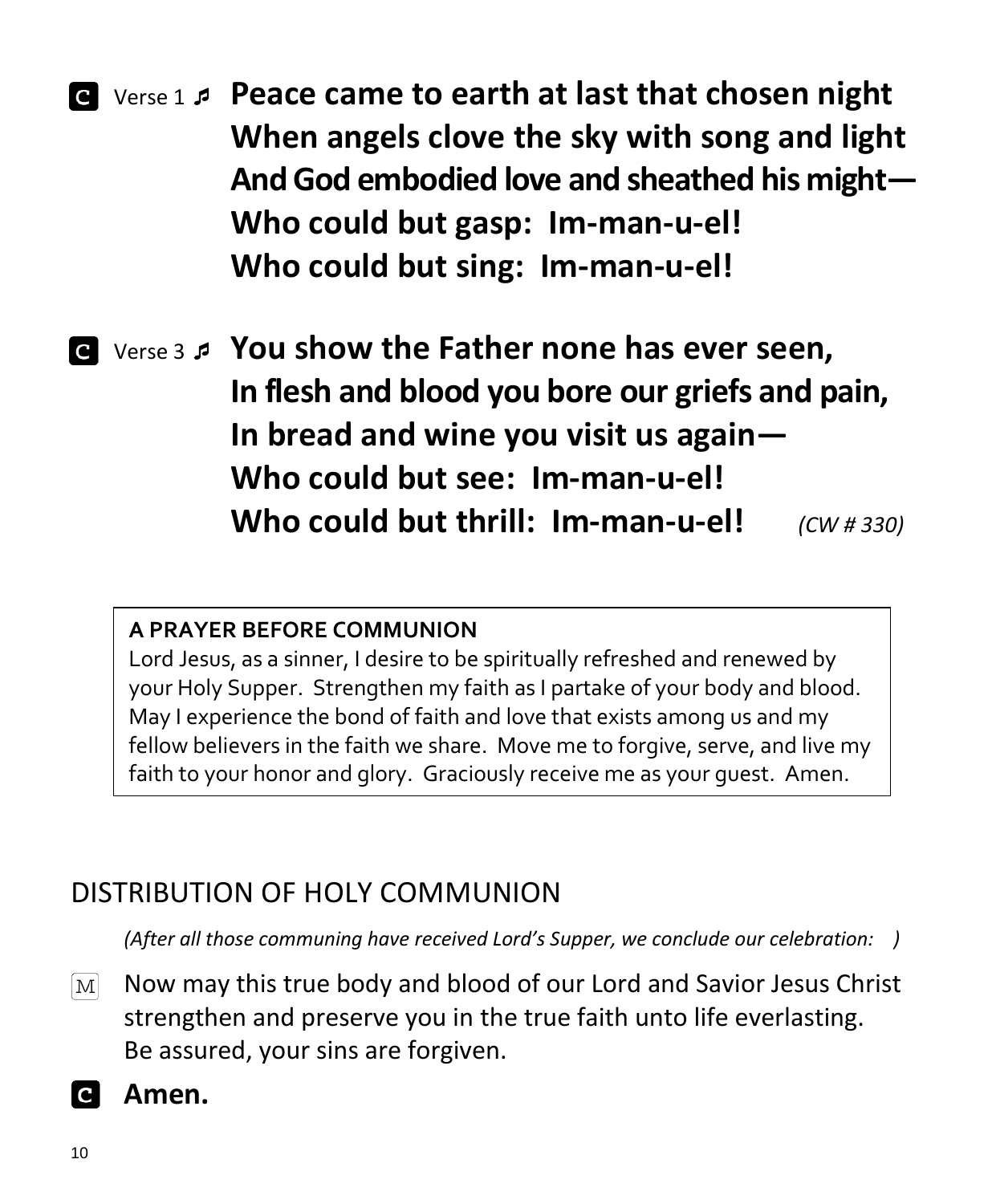**C** Verse 1 ♬ **Peace came to earth at last that chosen night**
**When angels clove the sky with song and light**
**And God embodied love and sheathed his might—**
**Who could but gasp: Im-man-u-el!**
**Who could but sing: Im-man-u-el!**

**C** Verse 3 ♬ **You show the Father none has ever seen,**
**In flesh and blood you bore our griefs and pain,**
**In bread and wine you visit us again—**
**Who could but see: Im-man-u-el!**
**Who could but thrill: Im-man-u-el!** *(CW # 330)*

**A PRAYER BEFORE COMMUNION**
Lord Jesus, as a sinner, I desire to be spiritually refreshed and renewed by your Holy Supper. Strengthen my faith as I partake of your body and blood. May I experience the bond of faith and love that exists among us and my fellow believers in the faith we share. Move me to forgive, serve, and live my faith to your honor and glory. Graciously receive me as your guest. Amen.

## DISTRIBUTION OF HOLY COMMUNION

*(After all those communing have received Lord's Supper, we conclude our celebration: )*

M Now may this true body and blood of our Lord and Savior Jesus Christ strengthen and preserve you in the true faith unto life everlasting. Be assured, your sins are forgiven.

**C** **Amen.**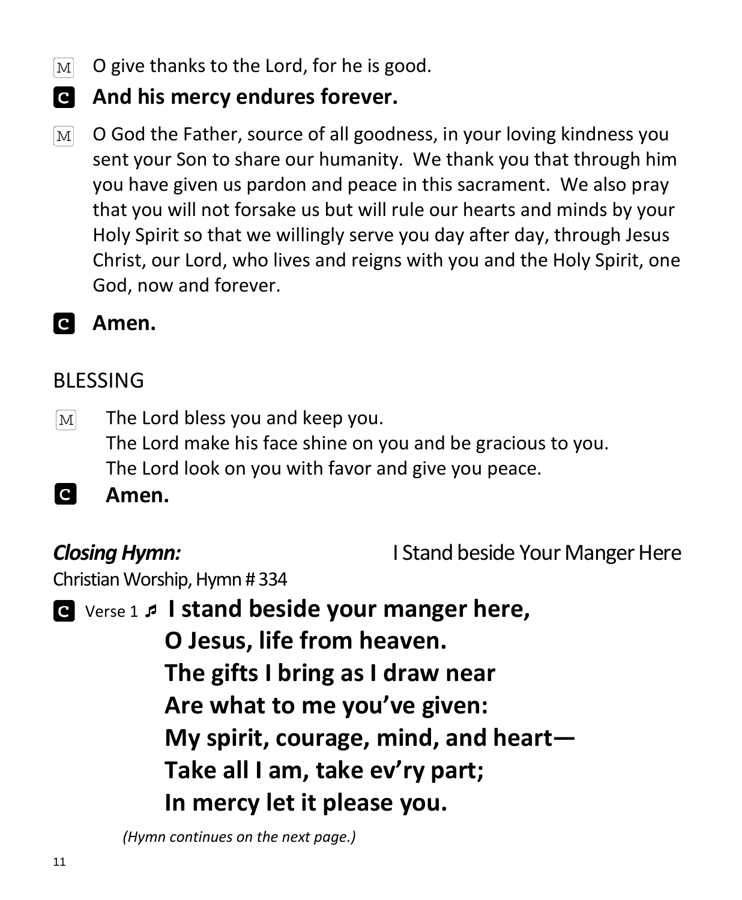M O give thanks to the Lord, for he is good.

**C And his mercy endures forever.**

M O God the Father, source of all goodness, in your loving kindness you sent your Son to share our humanity. We thank you that through him you have given us pardon and peace in this sacrament. We also pray that you will not forsake us but will rule our hearts and minds by your Holy Spirit so that we willingly serve you day after day, through Jesus Christ, our Lord, who lives and reigns with you and the Holy Spirit, one God, now and forever.

**C Amen.**

## BLESSING

M The Lord bless you and keep you.
The Lord make his face shine on you and be gracious to you.
The Lord look on you with favor and give you peace.

**C Amen.**

***Closing Hymn:*** I Stand beside Your Manger Here
Christian Worship, Hymn # 334

C Verse 1 ♪ **I stand beside your manger here,**
**O Jesus, life from heaven.**
**The gifts I bring as I draw near**
**Are what to me you've given:**
**My spirit, courage, mind, and heart—**
**Take all I am, take ev'ry part;**
**In mercy let it please you.**

*(Hymn continues on the next page.)*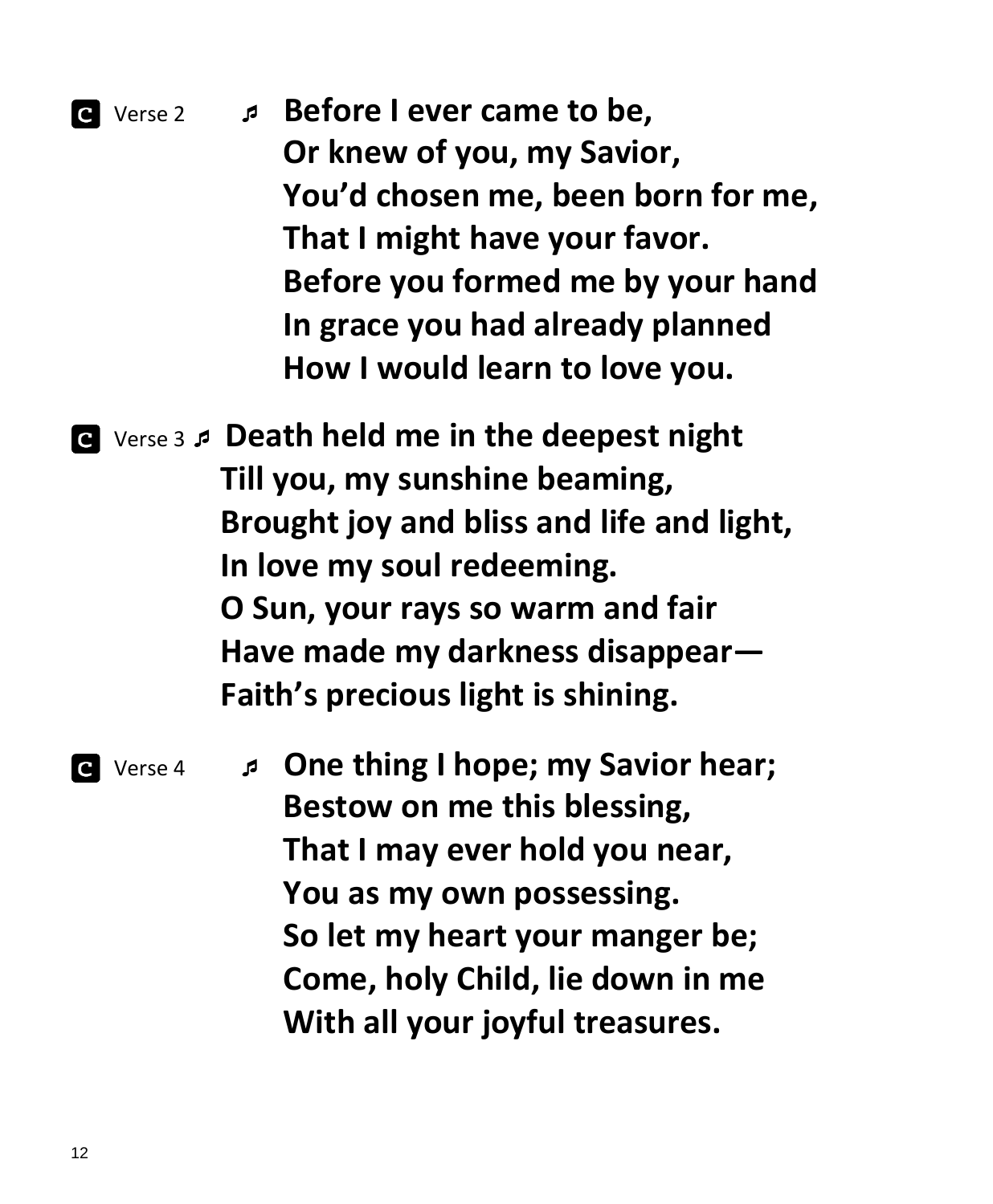**C** Verse 2 ♬ **Before I ever came to be,**
**Or knew of you, my Savior,**
**You'd chosen me, been born for me,**
**That I might have your favor.**
**Before you formed me by your hand**
**In grace you had already planned**
**How I would learn to love you.**

**C** Verse 3 ♬ **Death held me in the deepest night**
**Till you, my sunshine beaming,**
**Brought joy and bliss and life and light,**
**In love my soul redeeming.**
**O Sun, your rays so warm and fair**
**Have made my darkness disappear—**
**Faith's precious light is shining.**

**C** Verse 4 ♬ **One thing I hope; my Savior hear;**
**Bestow on me this blessing,**
**That I may ever hold you near,**
**You as my own possessing.**
**So let my heart your manger be;**
**Come, holy Child, lie down in me**
**With all your joyful treasures.**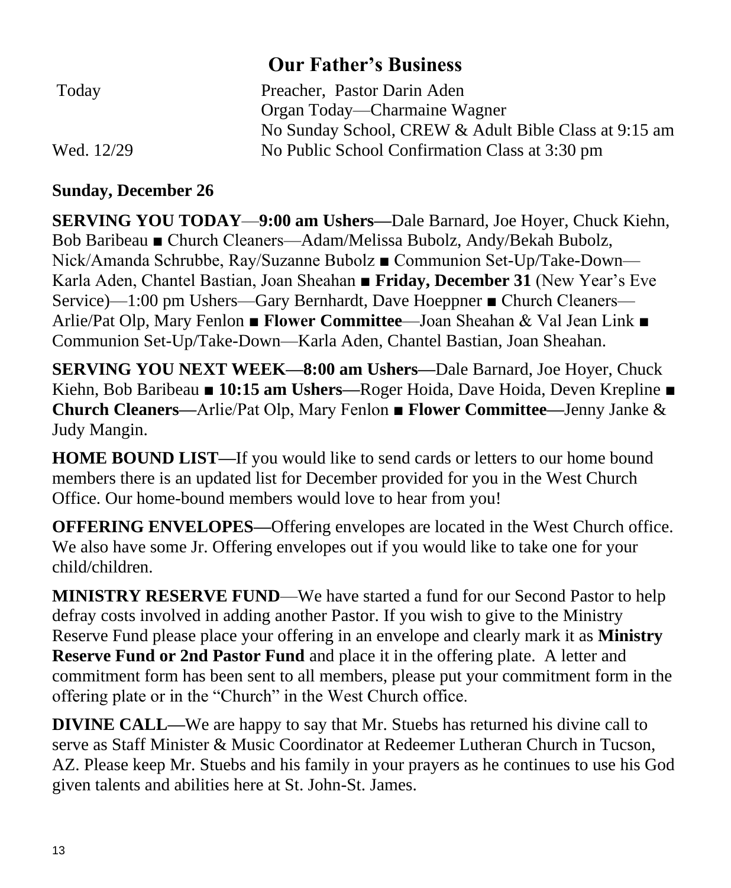# Our Father's Business

| | |
|---|---|
| Today | Preacher, Pastor Darin Aden |
| | Organ Today—Charmaine Wagner |
| | No Sunday School, CREW & Adult Bible Class at 9:15 am |
| Wed. 12/29 | No Public School Confirmation Class at 3:30 pm |

**Sunday, December 26**

**SERVING YOU TODAY**—**9:00 am Ushers—**Dale Barnard, Joe Hoyer, Chuck Kiehn, Bob Baribeau ■ Church Cleaners—Adam/Melissa Bubolz, Andy/Bekah Bubolz, Nick/Amanda Schrubbe, Ray/Suzanne Bubolz ■ Communion Set-Up/Take-Down—Karla Aden, Chantel Bastian, Joan Sheahan ■ **Friday, December 31** (New Year's Eve Service)—1:00 pm Ushers—Gary Bernhardt, Dave Hoeppner ■ Church Cleaners—Arlie/Pat Olp, Mary Fenlon ■ **Flower Committee**—Joan Sheahan & Val Jean Link ■ Communion Set-Up/Take-Down—Karla Aden, Chantel Bastian, Joan Sheahan.

**SERVING YOU NEXT WEEK—8:00 am Ushers—**Dale Barnard, Joe Hoyer, Chuck Kiehn, Bob Baribeau ■ **10:15 am Ushers—**Roger Hoida, Dave Hoida, Deven Krepline ■ **Church Cleaners—**Arlie/Pat Olp, Mary Fenlon ■ **Flower Committee—**Jenny Janke & Judy Mangin.

**HOME BOUND LIST—**If you would like to send cards or letters to our home bound members there is an updated list for December provided for you in the West Church Office. Our home-bound members would love to hear from you!

**OFFERING ENVELOPES—**Offering envelopes are located in the West Church office. We also have some Jr. Offering envelopes out if you would like to take one for your child/children.

**MINISTRY RESERVE FUND**—We have started a fund for our Second Pastor to help defray costs involved in adding another Pastor. If you wish to give to the Ministry Reserve Fund please place your offering in an envelope and clearly mark it as **Ministry Reserve Fund or 2nd Pastor Fund** and place it in the offering plate. A letter and commitment form has been sent to all members, please put your commitment form in the offering plate or in the "Church" in the West Church office.

**DIVINE CALL—**We are happy to say that Mr. Stuebs has returned his divine call to serve as Staff Minister & Music Coordinator at Redeemer Lutheran Church in Tucson, AZ. Please keep Mr. Stuebs and his family in your prayers as he continues to use his God given talents and abilities here at St. John-St. James.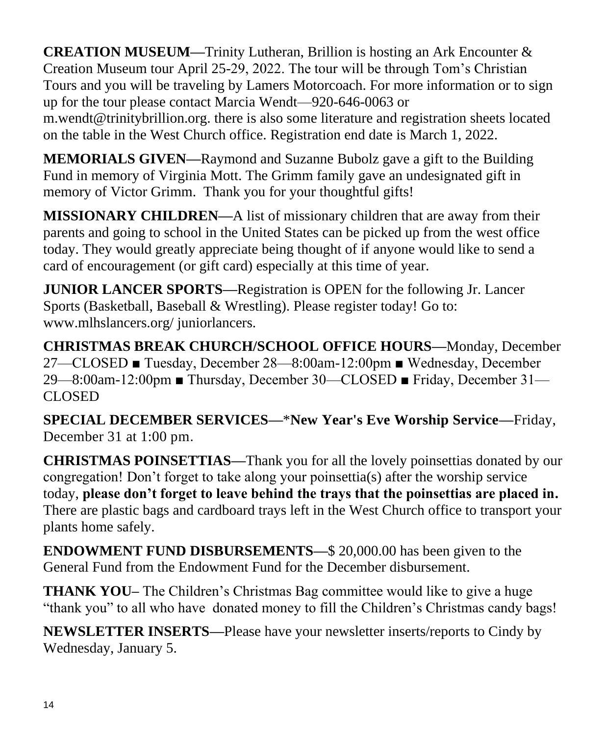**CREATION MUSEUM—**Trinity Lutheran, Brillion is hosting an Ark Encounter & Creation Museum tour April 25-29, 2022. The tour will be through Tom's Christian Tours and you will be traveling by Lamers Motorcoach. For more information or to sign up for the tour please contact Marcia Wendt—920-646-0063 or m.wendt@trinitybrillion.org. there is also some literature and registration sheets located on the table in the West Church office. Registration end date is March 1, 2022.

**MEMORIALS GIVEN—**Raymond and Suzanne Bubolz gave a gift to the Building Fund in memory of Virginia Mott. The Grimm family gave an undesignated gift in memory of Victor Grimm. Thank you for your thoughtful gifts!

**MISSIONARY CHILDREN—**A list of missionary children that are away from their parents and going to school in the United States can be picked up from the west office today. They would greatly appreciate being thought of if anyone would like to send a card of encouragement (or gift card) especially at this time of year.

**JUNIOR LANCER SPORTS—**Registration is OPEN for the following Jr. Lancer Sports (Basketball, Baseball & Wrestling). Please register today! Go to: www.mlhslancers.org/ juniorlancers.

**CHRISTMAS BREAK CHURCH/SCHOOL OFFICE HOURS—**Monday, December 27—CLOSED ■ Tuesday, December 28—8:00am-12:00pm ■ Wednesday, December 29—8:00am-12:00pm ■ Thursday, December 30—CLOSED ■ Friday, December 31—CLOSED

**SPECIAL DECEMBER SERVICES—*New Year's Eve Worship Service—**Friday, December 31 at 1:00 pm.

**CHRISTMAS POINSETTIAS—**Thank you for all the lovely poinsettias donated by our congregation! Don't forget to take along your poinsettia(s) after the worship service today, **please don't forget to leave behind the trays that the poinsettias are placed in.** There are plastic bags and cardboard trays left in the West Church office to transport your plants home safely.

**ENDOWMENT FUND DISBURSEMENTS—**$ 20,000.00 has been given to the General Fund from the Endowment Fund for the December disbursement.

**THANK YOU–** The Children's Christmas Bag committee would like to give a huge "thank you" to all who have donated money to fill the Children's Christmas candy bags!

**NEWSLETTER INSERTS—**Please have your newsletter inserts/reports to Cindy by Wednesday, January 5.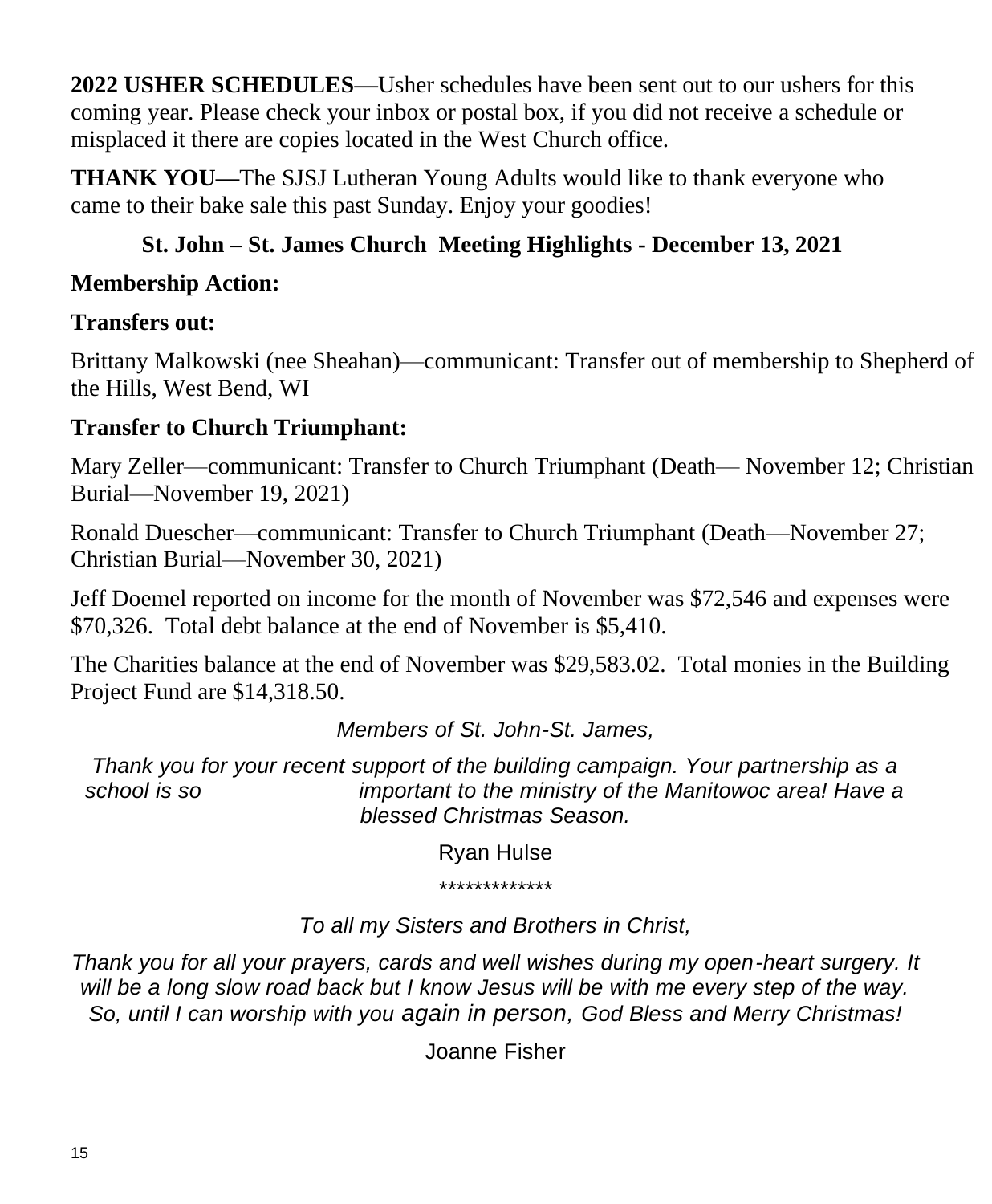**2022 USHER SCHEDULES—**Usher schedules have been sent out to our ushers for this coming year. Please check your inbox or postal box, if you did not receive a schedule or misplaced it there are copies located in the West Church office.

**THANK YOU—**The SJSJ Lutheran Young Adults would like to thank everyone who came to their bake sale this past Sunday. Enjoy your goodies!

## St. John – St. James Church Meeting Highlights - December 13, 2021

### Membership Action:

### Transfers out:

Brittany Malkowski (nee Sheahan)—communicant: Transfer out of membership to Shepherd of the Hills, West Bend, WI

### Transfer to Church Triumphant:

Mary Zeller—communicant: Transfer to Church Triumphant (Death— November 12; Christian Burial—November 19, 2021)

Ronald Duescher—communicant: Transfer to Church Triumphant (Death—November 27; Christian Burial—November 30, 2021)

Jeff Doemel reported on income for the month of November was $72,546 and expenses were $70,326. Total debt balance at the end of November is $5,410.

The Charities balance at the end of November was $29,583.02. Total monies in the Building Project Fund are $14,318.50.

*Members of St. John-St. James,*

*Thank you for your recent support of the building campaign. Your partnership as a school is so important to the ministry of the Manitowoc area! Have a blessed Christmas Season.*

Ryan Hulse

*************

*To all my Sisters and Brothers in Christ,*

*Thank you for all your prayers, cards and well wishes during my open-heart surgery. It will be a long slow road back but I know Jesus will be with me every step of the way. So, until I can worship with you again in person, God Bless and Merry Christmas!*

Joanne Fisher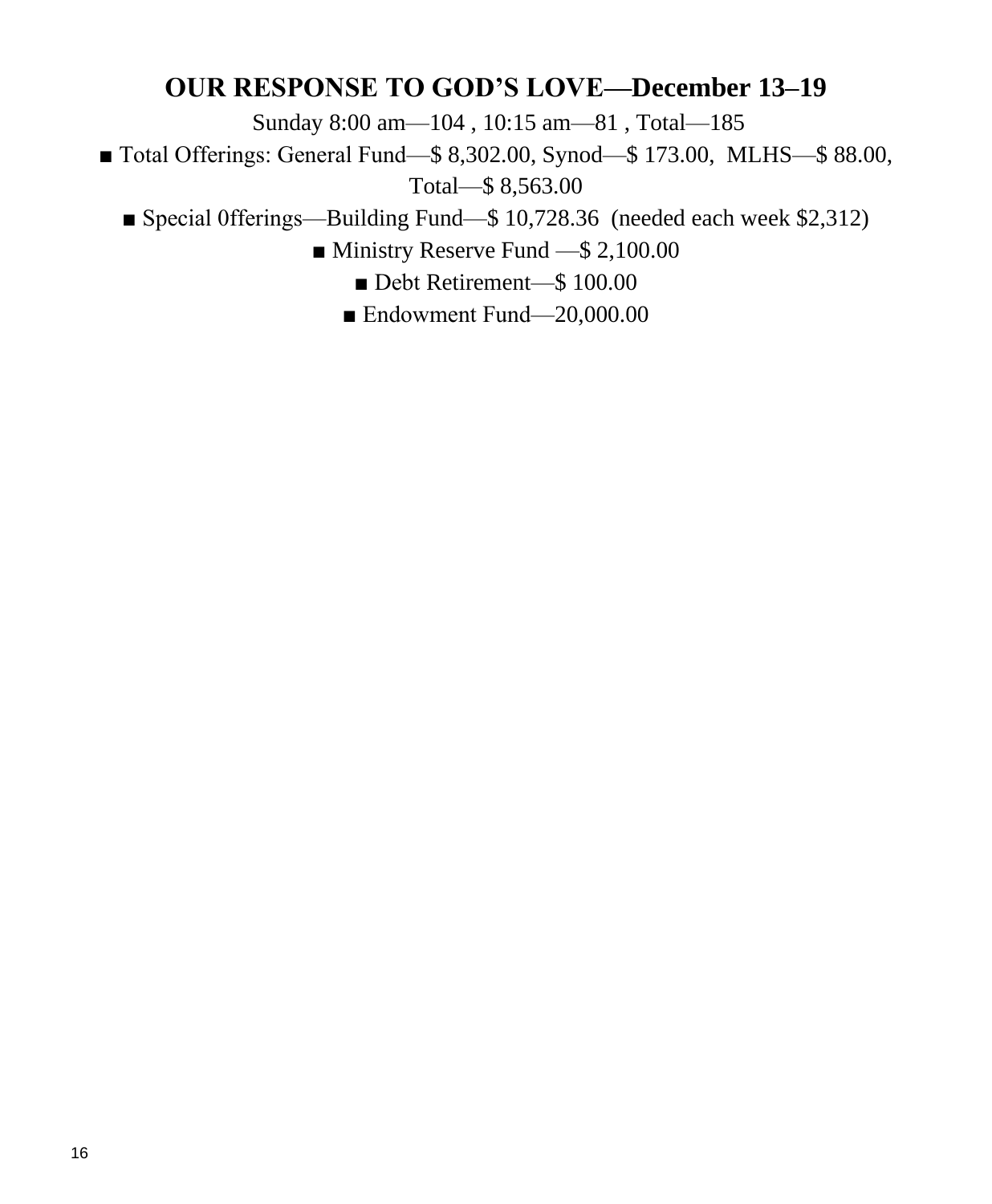## OUR RESPONSE TO GOD'S LOVE—December 13–19

Sunday 8:00 am—104 , 10:15 am—81 , Total—185

■ Total Offerings: General Fund—$ 8,302.00, Synod—$ 173.00, MLHS—$ 88.00, Total—$ 8,563.00

■ Special 0fferings—Building Fund—$ 10,728.36 (needed each week $2,312)

■ Ministry Reserve Fund —$ 2,100.00

■ Debt Retirement—$ 100.00

■ Endowment Fund—20,000.00